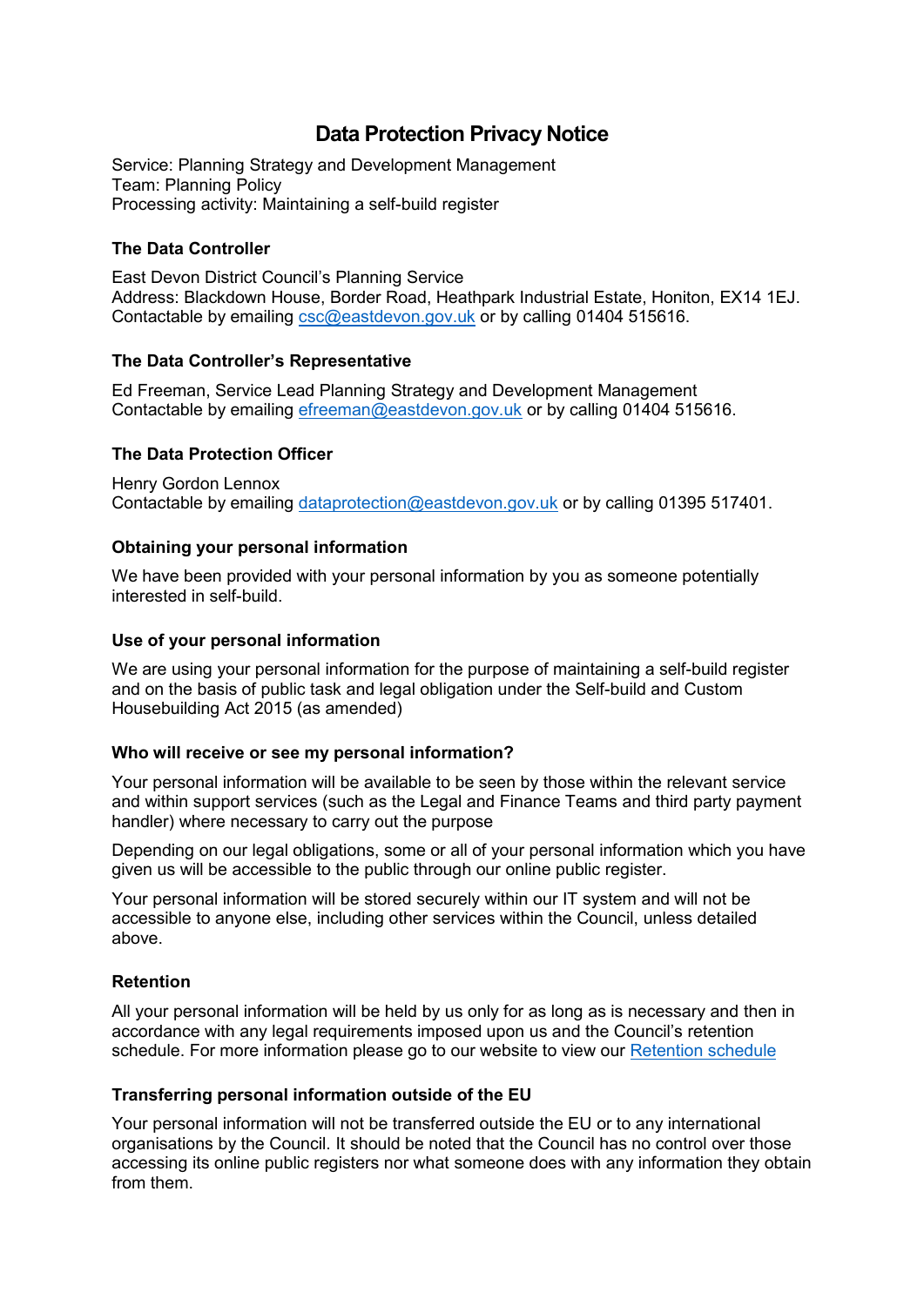# Data Protection Privacy Notice

Service: Planning Strategy and Development Management
Team: Planning Policy
Processing activity: Maintaining a self-build register

### The Data Controller

East Devon District Council's Planning Service
Address: Blackdown House, Border Road, Heathpark Industrial Estate, Honiton, EX14 1EJ.
Contactable by emailing [csc@eastdevon.gov.uk](mailto:csc@eastdevon.gov.uk) or by calling 01404 515616.

### The Data Controller's Representative

Ed Freeman, Service Lead Planning Strategy and Development Management
Contactable by emailing [efreeman@eastdevon.gov.uk](mailto:efreeman@eastdevon.gov.uk) or by calling 01404 515616.

### The Data Protection Officer

Henry Gordon Lennox
Contactable by emailing [dataprotection@eastdevon.gov.uk](mailto:dataprotection@eastdevon.gov.uk) or by calling 01395 517401.

### Obtaining your personal information

We have been provided with your personal information by you as someone potentially interested in self-build.

### Use of your personal information

We are using your personal information for the purpose of maintaining a self-build register and on the basis of public task and legal obligation under the Self-build and Custom Housebuilding Act 2015 (as amended)

### Who will receive or see my personal information?

Your personal information will be available to be seen by those within the relevant service and within support services (such as the Legal and Finance Teams and third party payment handler) where necessary to carry out the purpose

Depending on our legal obligations, some or all of your personal information which you have given us will be accessible to the public through our online public register.

Your personal information will be stored securely within our IT system and will not be accessible to anyone else, including other services within the Council, unless detailed above.

### Retention

All your personal information will be held by us only for as long as is necessary and then in accordance with any legal requirements imposed upon us and the Council's retention schedule. For more information please go to our website to view our Retention schedule

### Transferring personal information outside of the EU

Your personal information will not be transferred outside the EU or to any international organisations by the Council. It should be noted that the Council has no control over those accessing its online public registers nor what someone does with any information they obtain from them.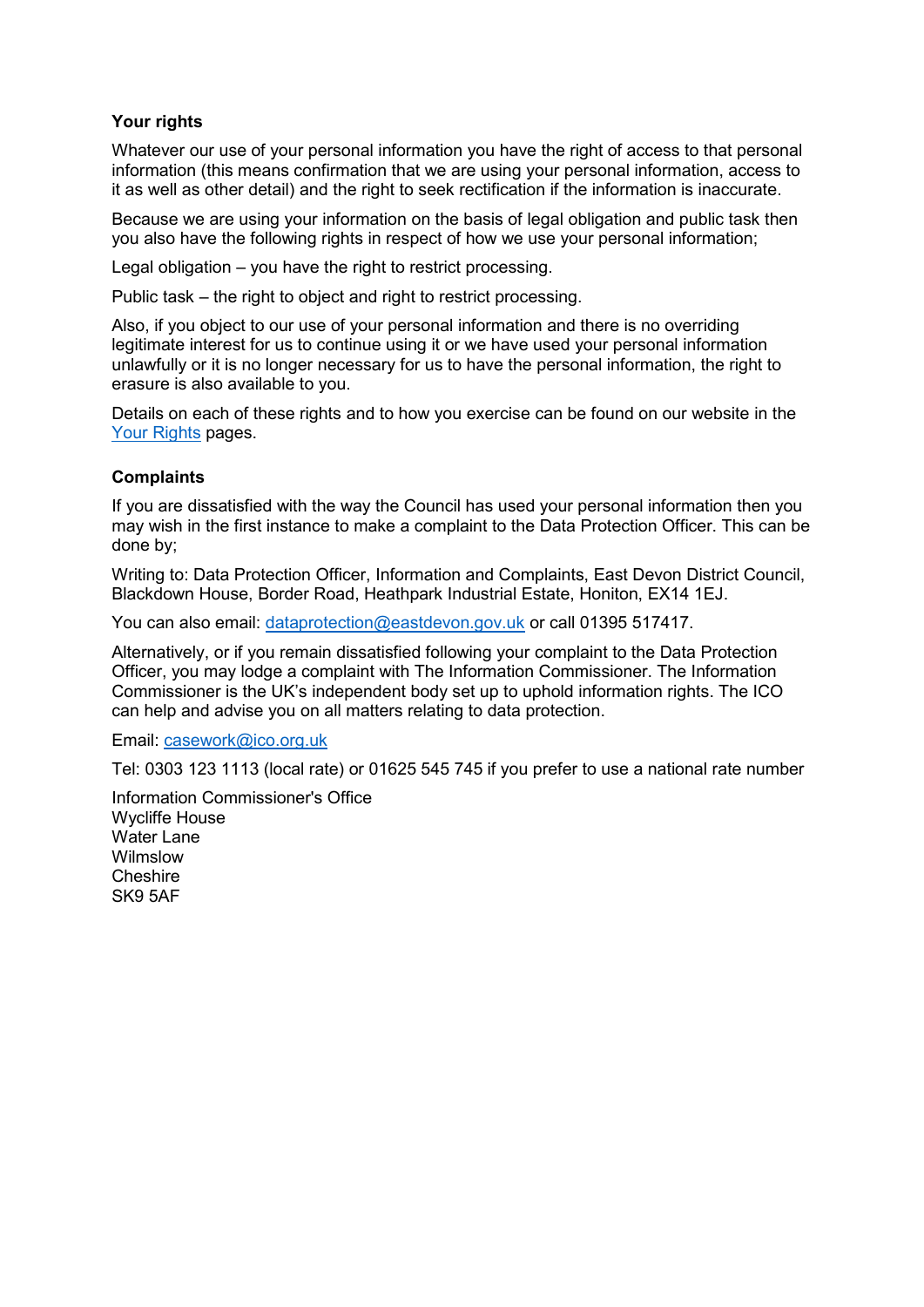## Your rights

Whatever our use of your personal information you have the right of access to that personal information (this means confirmation that we are using your personal information, access to it as well as other detail) and the right to seek rectification if the information is inaccurate.

Because we are using your information on the basis of legal obligation and public task then you also have the following rights in respect of how we use your personal information;

Legal obligation – you have the right to restrict processing.

Public task – the right to object and right to restrict processing.

Also, if you object to our use of your personal information and there is no overriding legitimate interest for us to continue using it or we have used your personal information unlawfully or it is no longer necessary for us to have the personal information, the right to erasure is also available to you.

Details on each of these rights and to how you exercise can be found on our website in the [Your Rights](#) pages.

## Complaints

If you are dissatisfied with the way the Council has used your personal information then you may wish in the first instance to make a complaint to the Data Protection Officer. This can be done by;

Writing to: Data Protection Officer, Information and Complaints, East Devon District Council, Blackdown House, Border Road, Heathpark Industrial Estate, Honiton, EX14 1EJ.

You can also email: dataprotection@eastdevon.gov.uk or call 01395 517417.

Alternatively, or if you remain dissatisfied following your complaint to the Data Protection Officer, you may lodge a complaint with The Information Commissioner. The Information Commissioner is the UK's independent body set up to uphold information rights. The ICO can help and advise you on all matters relating to data protection.

Email: casework@ico.org.uk

Tel: 0303 123 1113 (local rate) or 01625 545 745 if you prefer to use a national rate number

Information Commissioner's Office  
Wycliffe House  
Water Lane  
Wilmslow  
Cheshire  
SK9 5AF